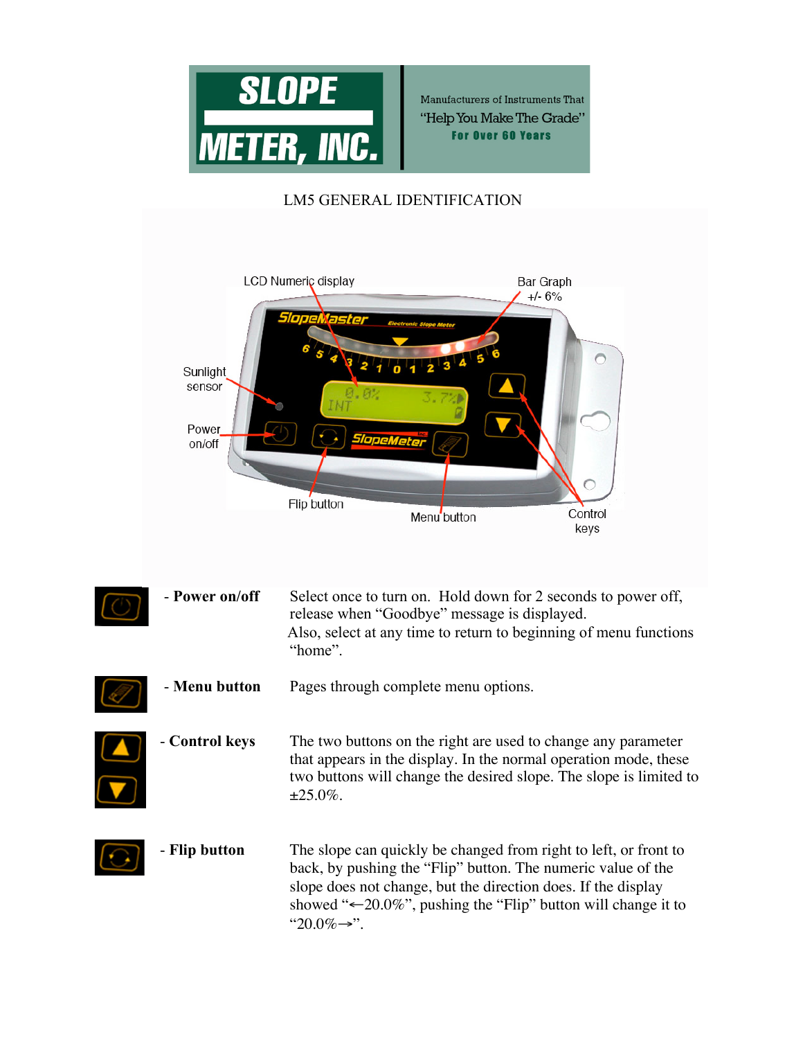SLOPE METER, INC.

Manufacturers of Instruments That "Help You Make The Grade" For Over 60 Years

# LM5 GENERAL IDENTIFICATION

LCD Numeric display

Bar Graph +/- 6%

Sunlight sensor

Power on/off

Flip button

Menu button

Control keys

| | |
|---|---|
| **- Power on/off** | Select once to turn on. Hold down for 2 seconds to power off, release when "Goodbye" message is displayed. Also, select at any time to return to beginning of menu functions "home". |
| **- Menu button** | Pages through complete menu options. |
| **- Control keys** | The two buttons on the right are used to change any parameter that appears in the display. In the normal operation mode, these two buttons will change the desired slope. The slope is limited to ±25.0%. |
| **- Flip button** | The slope can quickly be changed from right to left, or front to back, by pushing the "Flip" button. The numeric value of the slope does not change, but the direction does. If the display showed "←20.0%", pushing the "Flip" button will change it to "20.0%→". |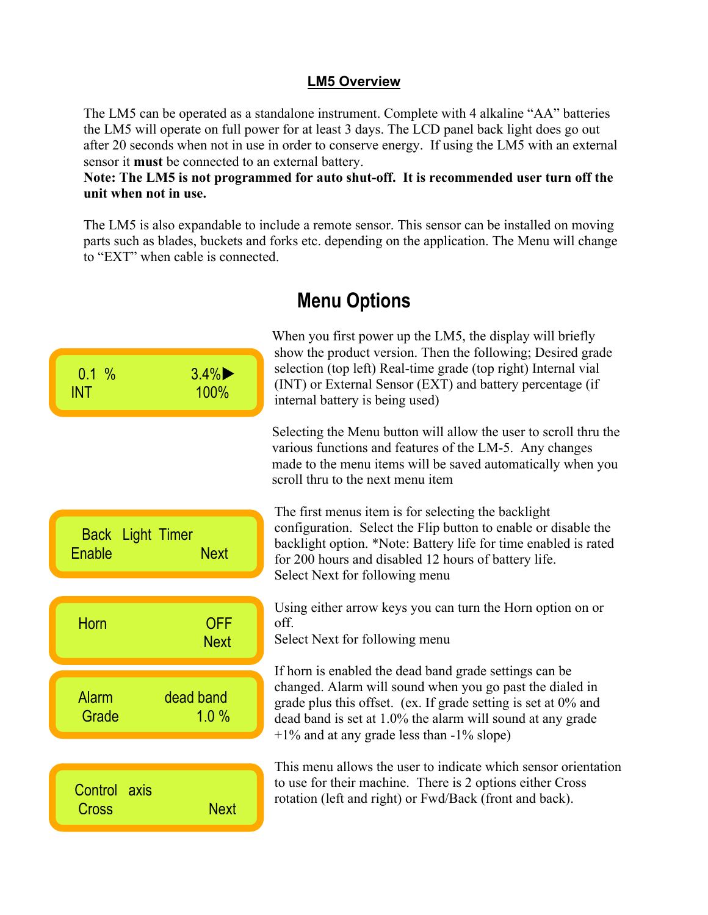## LM5 Overview

The LM5 can be operated as a standalone instrument. Complete with 4 alkaline "AA" batteries the LM5 will operate on full power for at least 3 days. The LCD panel back light does go out after 20 seconds when not in use in order to conserve energy. If using the LM5 with an external sensor it **must** be connected to an external battery.
**Note: The LM5 is not programmed for auto shut-off. It is recommended user turn off the unit when not in use.**

The LM5 is also expandable to include a remote sensor. This sensor can be installed on moving parts such as blades, buckets and forks etc. depending on the application. The Menu will change to "EXT" when cable is connected.

# Menu Options

```
0.1 %          3.4%▶
INT            100%
```

When you first power up the LM5, the display will briefly show the product version. Then the following; Desired grade selection (top left) Real-time grade (top right) Internal vial (INT) or External Sensor (EXT) and battery percentage (if internal battery is being used)

Selecting the Menu button will allow the user to scroll thru the various functions and features of the LM-5. Any changes made to the menu items will be saved automatically when you scroll thru to the next menu item

```
Back  Light  Timer
Enable          Next
```

The first menus item is for selecting the backlight configuration. Select the Flip button to enable or disable the backlight option. *Note: Battery life for time enabled is rated for 200 hours and disabled 12 hours of battery life.
Select Next for following menu

```
Horn             OFF
                 Next
```

Using either arrow keys you can turn the Horn option on or off.
Select Next for following menu

```
Alarm        dead band
Grade          1.0 %
```

If horn is enabled the dead band grade settings can be changed. Alarm will sound when you go past the dialed in grade plus this offset. (ex. If grade setting is set at 0% and dead band is set at 1.0% the alarm will sound at any grade +1% and at any grade less than -1% slope)

```
Control  axis
Cross           Next
```

This menu allows the user to indicate which sensor orientation to use for their machine. There is 2 options either Cross rotation (left and right) or Fwd/Back (front and back).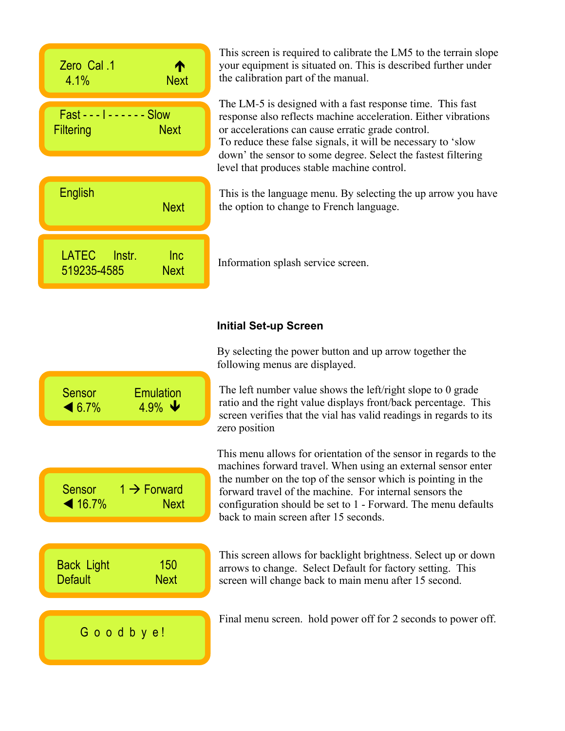| Display | Description |
| --- | --- |
| Zero Cal .1 ↑<br>4.1% Next | This screen is required to calibrate the LM5 to the terrain slope your equipment is situated on. This is described further under the calibration part of the manual. |
| Fast - - - I - - - - - - Slow<br>Filtering Next | The LM-5 is designed with a fast response time. This fast response also reflects machine acceleration. Either vibrations or accelerations can cause erratic grade control.<br>To reduce these false signals, it will be necessary to 'slow down' the sensor to some degree. Select the fastest filtering level that produces stable machine control. |
| English<br>Next | This is the language menu. By selecting the up arrow you have the option to change to French language. |
| LATEC Instr. Inc<br>519235-4585 Next | Information splash service screen. |

**Initial Set-up Screen**

By selecting the power button and up arrow together the following menus are displayed.

| Display | Description |
| --- | --- |
| Sensor Emulation<br>◀ 6.7% 4.9% ↓ | The left number value shows the left/right slope to 0 grade ratio and the right value displays front/back percentage. This screen verifies that the vial has valid readings in regards to its zero position |
| Sensor 1 → Forward<br>◀ 16.7% Next | This menu allows for orientation of the sensor in regards to the machines forward travel. When using an external sensor enter the number on the top of the sensor which is pointing in the forward travel of the machine. For internal sensors the configuration should be set to 1 - Forward. The menu defaults back to main screen after 15 seconds. |
| Back Light 150<br>Default Next | This screen allows for backlight brightness. Select up or down arrows to change. Select Default for factory setting. This screen will change back to main menu after 15 second. |
| G o o d b y e! | Final menu screen. hold power off for 2 seconds to power off. |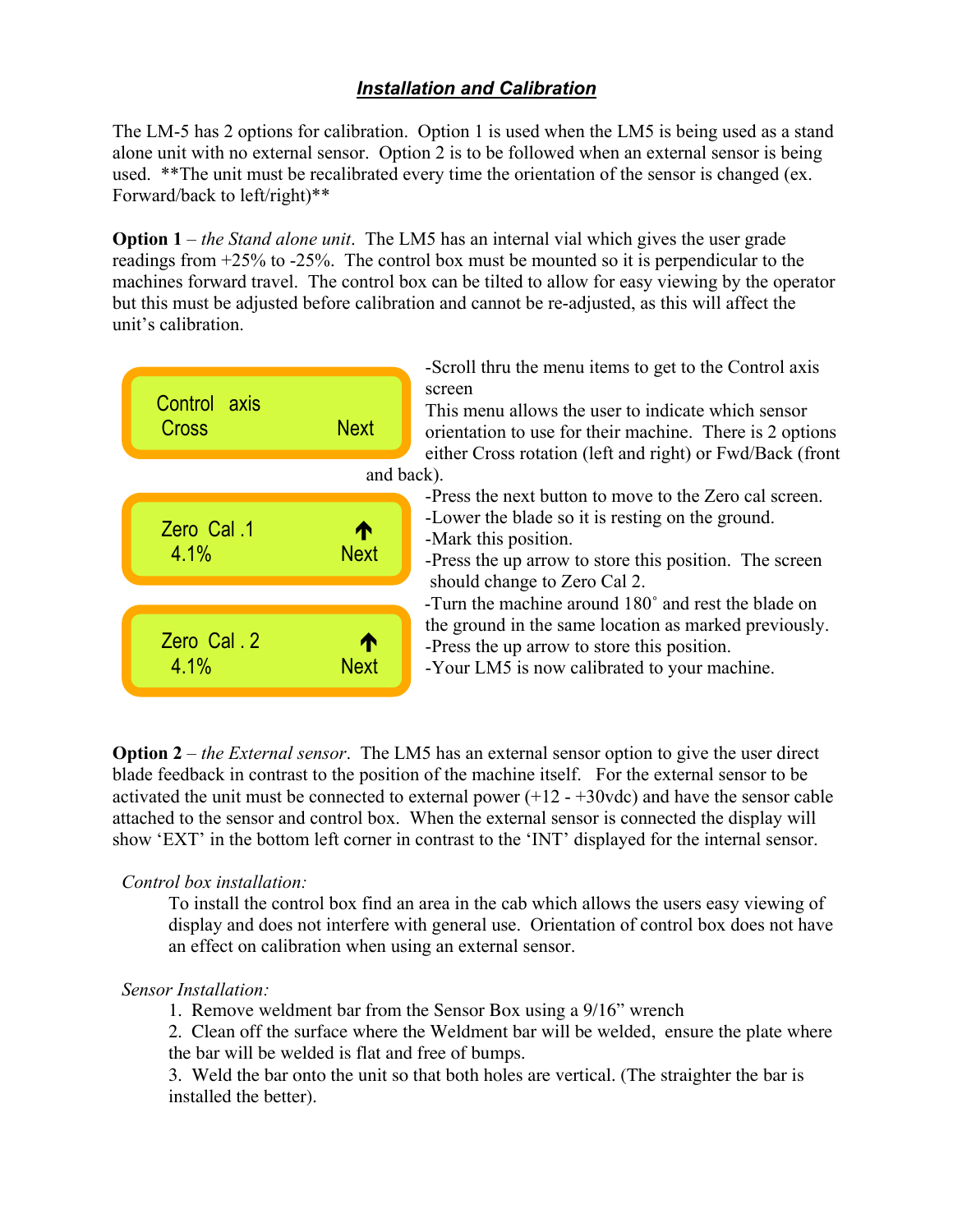## ***Installation and Calibration***

The LM-5 has 2 options for calibration. Option 1 is used when the LM5 is being used as a stand alone unit with no external sensor. Option 2 is to be followed when an external sensor is being used. **The unit must be recalibrated every time the orientation of the sensor is changed (ex. Forward/back to left/right)**

**Option 1** – *the Stand alone unit*. The LM5 has an internal vial which gives the user grade readings from +25% to -25%. The control box must be mounted so it is perpendicular to the machines forward travel. The control box can be tilted to allow for easy viewing by the operator but this must be adjusted before calibration and cannot be re-adjusted, as this will affect the unit's calibration.

Control axis
Cross Next

-Scroll thru the menu items to get to the Control axis screen
This menu allows the user to indicate which sensor orientation to use for their machine. There is 2 options either Cross rotation (left and right) or Fwd/Back (front and back).

Zero Cal .1 ↑
4.1% Next

-Press the next button to move to the Zero cal screen.
-Lower the blade so it is resting on the ground.
-Mark this position.
-Press the up arrow to store this position. The screen should change to Zero Cal 2.

Zero Cal . 2 ↑
4.1% Next

-Turn the machine around 180˚ and rest the blade on the ground in the same location as marked previously.
-Press the up arrow to store this position.
-Your LM5 is now calibrated to your machine.

**Option 2** – *the External sensor*. The LM5 has an external sensor option to give the user direct blade feedback in contrast to the position of the machine itself. For the external sensor to be activated the unit must be connected to external power (+12 - +30vdc) and have the sensor cable attached to the sensor and control box. When the external sensor is connected the display will show 'EXT' in the bottom left corner in contrast to the 'INT' displayed for the internal sensor.

*Control box installation:*

To install the control box find an area in the cab which allows the users easy viewing of display and does not interfere with general use. Orientation of control box does not have an effect on calibration when using an external sensor.

*Sensor Installation:*

1. Remove weldment bar from the Sensor Box using a 9/16" wrench
2. Clean off the surface where the Weldment bar will be welded, ensure the plate where the bar will be welded is flat and free of bumps.
3. Weld the bar onto the unit so that both holes are vertical. (The straighter the bar is installed the better).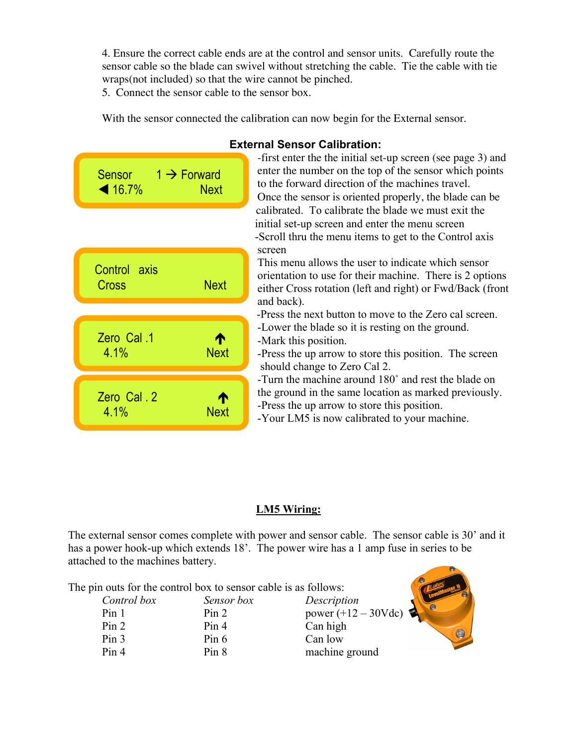4. Ensure the correct cable ends are at the control and sensor units. Carefully route the sensor cable so the blade can swivel without stretching the cable. Tie the cable with tie wraps(not included) so that the wire cannot be pinched.
5. Connect the sensor cable to the sensor box.

With the sensor connected the calibration can now begin for the External sensor.

## External Sensor Calibration:

Sensor 1 → Forward
◀ 16.7% Next

-first enter the the initial set-up screen (see page 3) and enter the number on the top of the sensor which points to the forward direction of the machines travel.
Once the sensor is oriented properly, the blade can be calibrated. To calibrate the blade we must exit the initial set-up screen and enter the menu screen
-Scroll thru the menu items to get to the Control axis screen

Control axis
Cross Next

This menu allows the user to indicate which sensor orientation to use for their machine. There is 2 options either Cross rotation (left and right) or Fwd/Back (front and back).
-Press the next button to move to the Zero cal screen.

Zero Cal .1 ↑
4.1% Next

-Lower the blade so it is resting on the ground.
-Mark this position.
-Press the up arrow to store this position. The screen should change to Zero Cal 2.

Zero Cal . 2 ↑
4.1% Next

-Turn the machine around 180˚ and rest the blade on the ground in the same location as marked previously.
-Press the up arrow to store this position.
-Your LM5 is now calibrated to your machine.

## LM5 Wiring:

The external sensor comes complete with power and sensor cable. The sensor cable is 30' and it has a power hook-up which extends 18'. The power wire has a 1 amp fuse in series to be attached to the machines battery.

The pin outs for the control box to sensor cable is as follows:

| *Control box* | *Sensor box* | *Description* |
|---|---|---|
| Pin 1 | Pin 2 | power (+12 – 30Vdc) |
| Pin 2 | Pin 4 | Can high |
| Pin 3 | Pin 6 | Can low |
| Pin 4 | Pin 8 | machine ground |